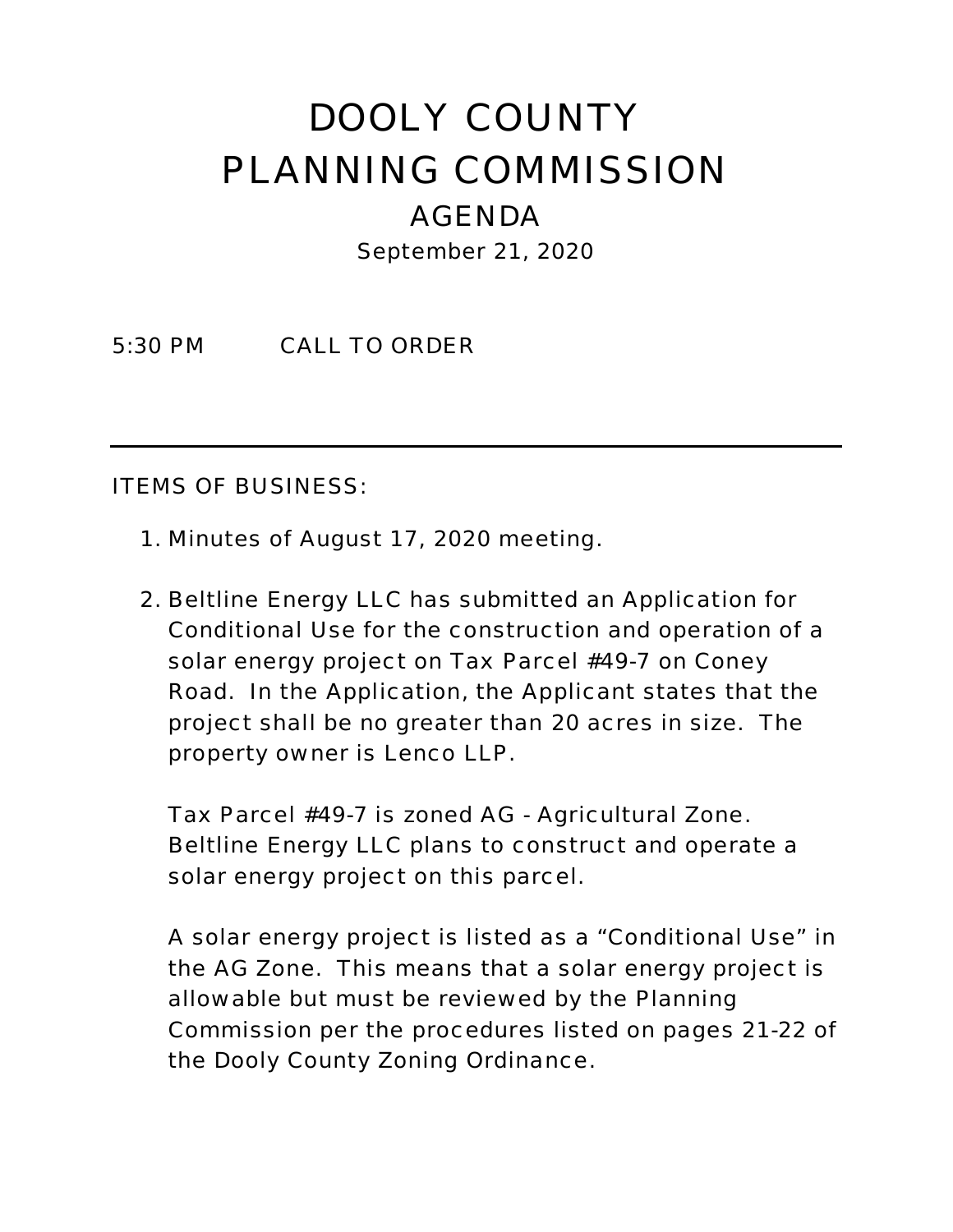# DOOLY COUNTY
# PLANNING COMMISSION

## AGENDA

September 21, 2020

5:30 PM CALL TO ORDER

---

ITEMS OF BUSINESS:

1. Minutes of August 17, 2020 meeting.

2. Beltline Energy LLC has submitted an Application for Conditional Use for the construction and operation of a solar energy project on Tax Parcel #49-7 on Coney Road. In the Application, the Applicant states that the project shall be no greater than 20 acres in size. The property owner is Lenco LLP.

   Tax Parcel #49-7 is zoned AG - Agricultural Zone. Beltline Energy LLC plans to construct and operate a solar energy project on this parcel.

   A solar energy project is listed as a "Conditional Use" in the AG Zone. This means that a solar energy project is allowable but must be reviewed by the Planning Commission per the procedures listed on pages 21-22 of the Dooly County Zoning Ordinance.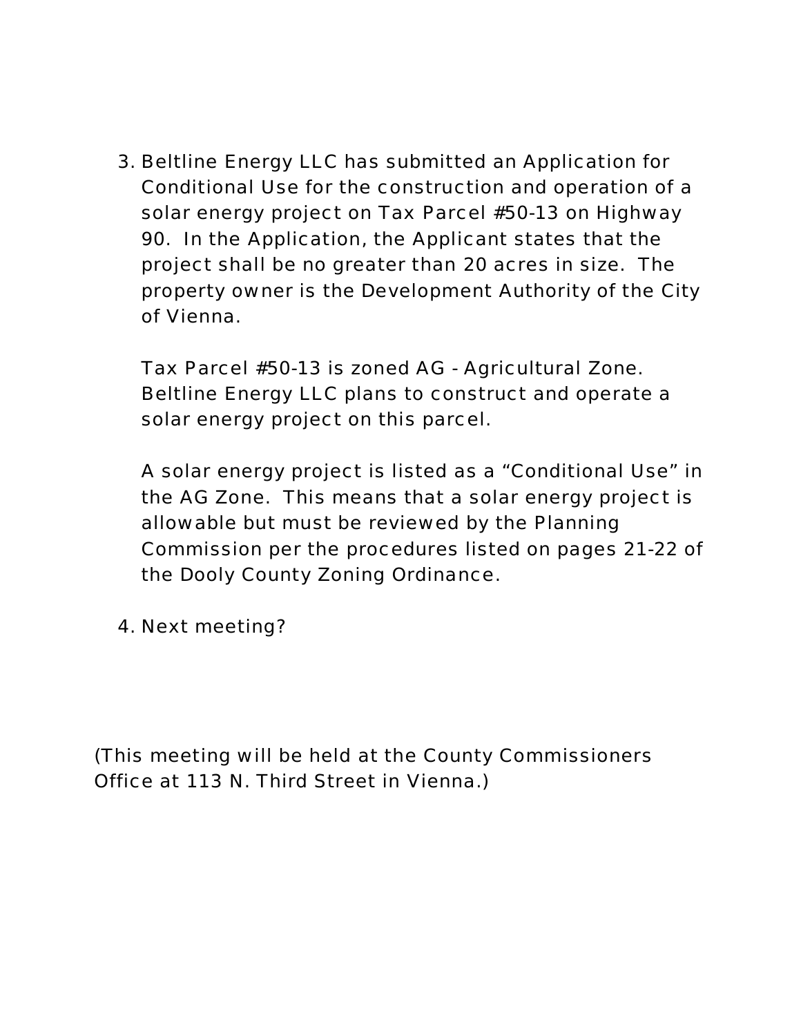3. Beltline Energy LLC has submitted an Application for Conditional Use for the construction and operation of a solar energy project on Tax Parcel #50-13 on Highway 90. In the Application, the Applicant states that the project shall be no greater than 20 acres in size. The property owner is the Development Authority of the City of Vienna.

   Tax Parcel #50-13 is zoned AG - Agricultural Zone. Beltline Energy LLC plans to construct and operate a solar energy project on this parcel.

   A solar energy project is listed as a "Conditional Use" in the AG Zone. This means that a solar energy project is allowable but must be reviewed by the Planning Commission per the procedures listed on pages 21-22 of the Dooly County Zoning Ordinance.

4. Next meeting?

(This meeting will be held at the County Commissioners Office at 113 N. Third Street in Vienna.)